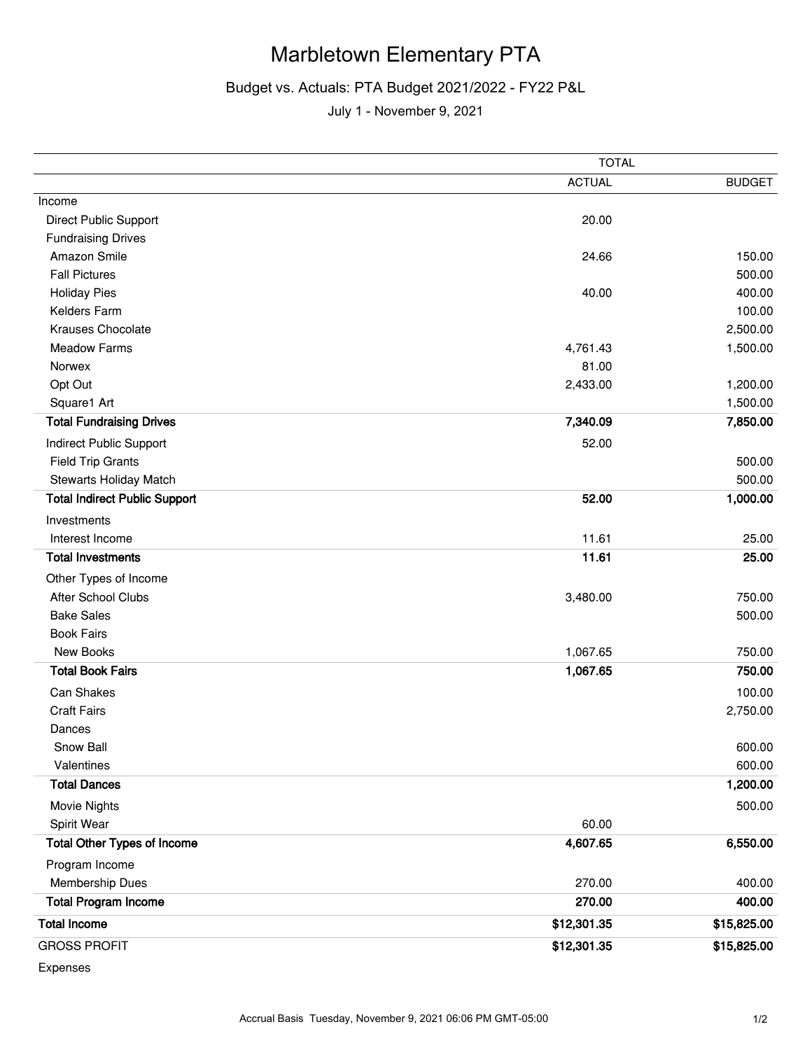# Marbletown Elementary PTA

## Budget vs. Actuals: PTA Budget 2021/2022 - FY22 P&L

July 1 - November 9, 2021

| | TOTAL | |
|---|---|---|
| | ACTUAL | BUDGET |
| Income | | |
| Direct Public Support | 20.00 | |
| Fundraising Drives | | |
| Amazon Smile | 24.66 | 150.00 |
| Fall Pictures | | 500.00 |
| Holiday Pies | 40.00 | 400.00 |
| Kelders Farm | | 100.00 |
| Krauses Chocolate | | 2,500.00 |
| Meadow Farms | 4,761.43 | 1,500.00 |
| Norwex | 81.00 | |
| Opt Out | 2,433.00 | 1,200.00 |
| Square1 Art | | 1,500.00 |
| **Total Fundraising Drives** | **7,340.09** | **7,850.00** |
| Indirect Public Support | 52.00 | |
| Field Trip Grants | | 500.00 |
| Stewarts Holiday Match | | 500.00 |
| **Total Indirect Public Support** | **52.00** | **1,000.00** |
| Investments | | |
| Interest Income | 11.61 | 25.00 |
| **Total Investments** | **11.61** | **25.00** |
| Other Types of Income | | |
| After School Clubs | 3,480.00 | 750.00 |
| Bake Sales | | 500.00 |
| Book Fairs | | |
| New Books | 1,067.65 | 750.00 |
| **Total Book Fairs** | **1,067.65** | **750.00** |
| Can Shakes | | 100.00 |
| Craft Fairs | | 2,750.00 |
| Dances | | |
| Snow Ball | | 600.00 |
| Valentines | | 600.00 |
| **Total Dances** | | **1,200.00** |
| Movie Nights | | 500.00 |
| Spirit Wear | 60.00 | |
| **Total Other Types of Income** | **4,607.65** | **6,550.00** |
| Program Income | | |
| Membership Dues | 270.00 | 400.00 |
| **Total Program Income** | **270.00** | **400.00** |
| **Total Income** | **$12,301.35** | **$15,825.00** |
| GROSS PROFIT | **$12,301.35** | **$15,825.00** |
| Expenses | | |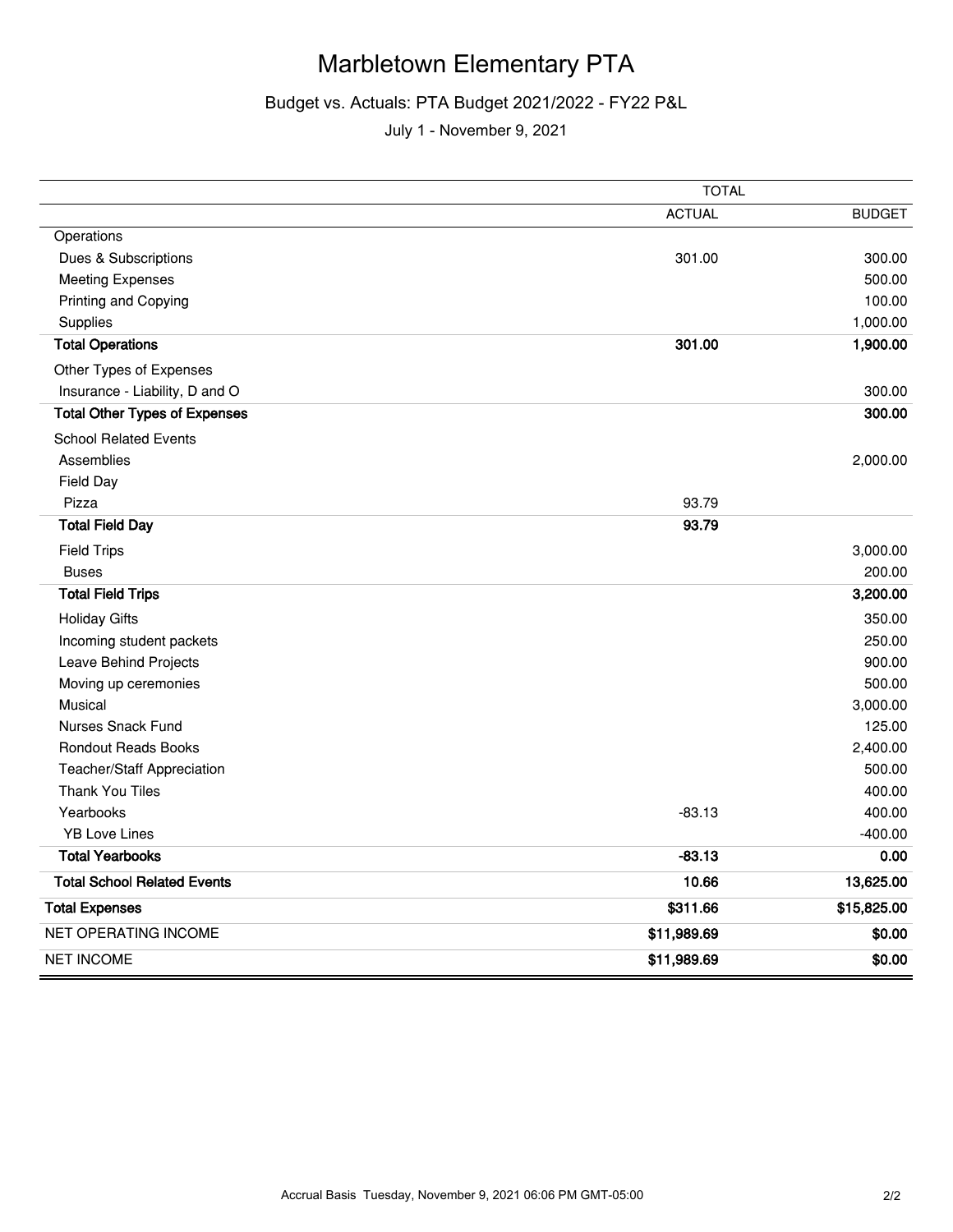# Marbletown Elementary PTA

## Budget vs. Actuals: PTA Budget 2021/2022 - FY22 P&L

July 1 - November 9, 2021

| | TOTAL | |
|---|---|---|
| | ACTUAL | BUDGET |
| Operations | | |
| Dues & Subscriptions | 301.00 | 300.00 |
| Meeting Expenses | | 500.00 |
| Printing and Copying | | 100.00 |
| Supplies | | 1,000.00 |
| **Total Operations** | **301.00** | **1,900.00** |
| Other Types of Expenses | | |
| Insurance - Liability, D and O | | 300.00 |
| **Total Other Types of Expenses** | | **300.00** |
| School Related Events | | |
| Assemblies | | 2,000.00 |
| Field Day | | |
| Pizza | 93.79 | |
| **Total Field Day** | **93.79** | |
| Field Trips | | 3,000.00 |
| Buses | | 200.00 |
| **Total Field Trips** | | **3,200.00** |
| Holiday Gifts | | 350.00 |
| Incoming student packets | | 250.00 |
| Leave Behind Projects | | 900.00 |
| Moving up ceremonies | | 500.00 |
| Musical | | 3,000.00 |
| Nurses Snack Fund | | 125.00 |
| Rondout Reads Books | | 2,400.00 |
| Teacher/Staff Appreciation | | 500.00 |
| Thank You Tiles | | 400.00 |
| Yearbooks | -83.13 | 400.00 |
| YB Love Lines | | -400.00 |
| **Total Yearbooks** | **-83.13** | **0.00** |
| **Total School Related Events** | **10.66** | **13,625.00** |
| **Total Expenses** | **$311.66** | **$15,825.00** |
| NET OPERATING INCOME | **$11,989.69** | **$0.00** |
| NET INCOME | **$11,989.69** | **$0.00** |

Accrual Basis Tuesday, November 9, 2021 06:06 PM GMT-05:00